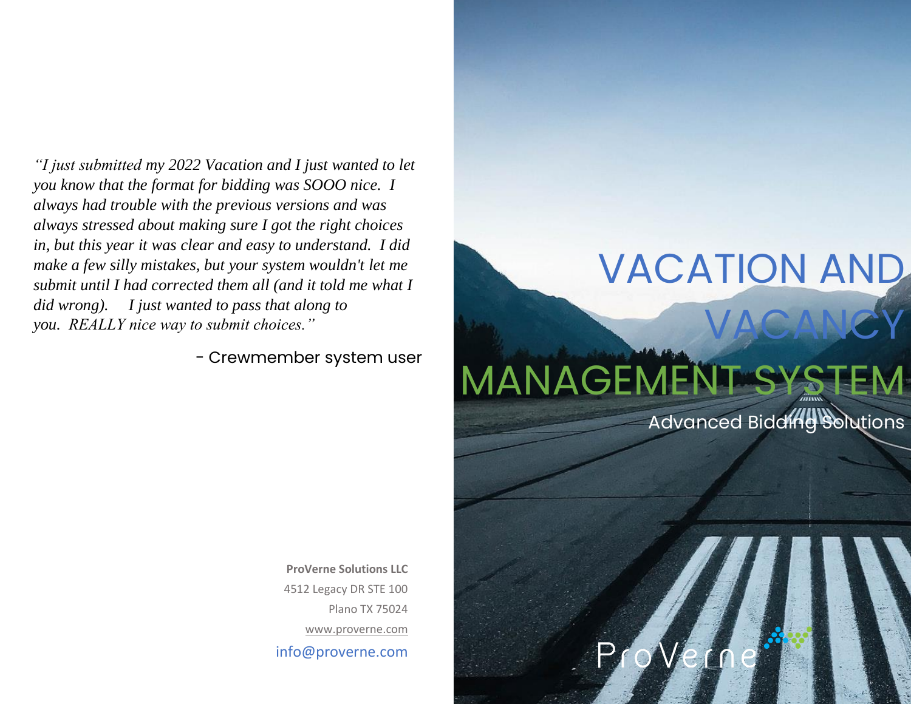*"I just submitted my 2022 Vacation and I just wanted to let you know that the format for bidding was SOOO nice. I always had trouble with the previous versions and was always stressed about making sure I got the right choices in, but this year it was clear and easy to understand. I did make a few silly mistakes, but your system wouldn't let me submit until I had corrected them all (and it told me what I did wrong). I just wanted to pass that along to you. REALLY nice way to submit choices."*

- Crewmember system user

**ProVerne Solutions LLC**
4512 Legacy DR STE 100
Plano TX 75024
www.proverne.com
info@proverne.com

# VACATION AND VACANCY MANAGEMENT SYSTEM

Advanced Bidding Solutions

ProVerne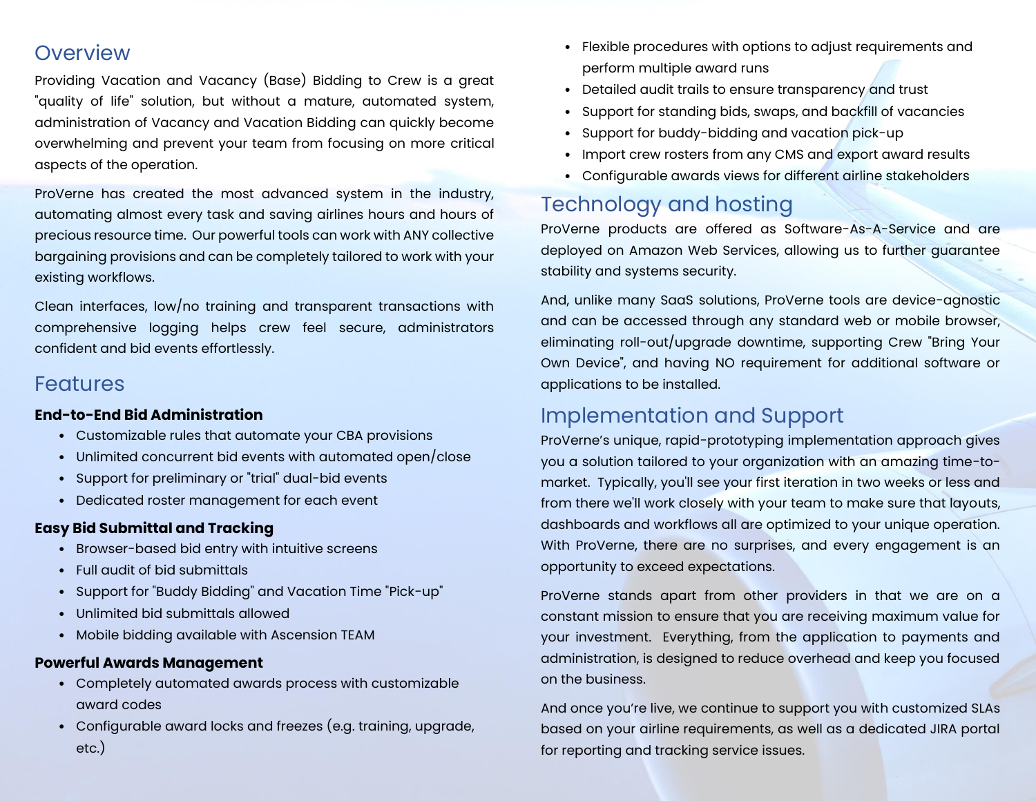## Overview

Providing Vacation and Vacancy (Base) Bidding to Crew is a great "quality of life" solution, but without a mature, automated system, administration of Vacancy and Vacation Bidding can quickly become overwhelming and prevent your team from focusing on more critical aspects of the operation.

ProVerne has created the most advanced system in the industry, automating almost every task and saving airlines hours and hours of precious resource time. Our powerful tools can work with ANY collective bargaining provisions and can be completely tailored to work with your existing workflows.

Clean interfaces, low/no training and transparent transactions with comprehensive logging helps crew feel secure, administrators confident and bid events effortlessly.

## Features

### End-to-End Bid Administration

- Customizable rules that automate your CBA provisions
- Unlimited concurrent bid events with automated open/close
- Support for preliminary or "trial" dual-bid events
- Dedicated roster management for each event

### Easy Bid Submittal and Tracking

- Browser-based bid entry with intuitive screens
- Full audit of bid submittals
- Support for "Buddy Bidding" and Vacation Time "Pick-up"
- Unlimited bid submittals allowed
- Mobile bidding available with Ascension TEAM

### Powerful Awards Management

- Completely automated awards process with customizable award codes
- Configurable award locks and freezes (e.g. training, upgrade, etc.)
- Flexible procedures with options to adjust requirements and perform multiple award runs
- Detailed audit trails to ensure transparency and trust
- Support for standing bids, swaps, and backfill of vacancies
- Support for buddy-bidding and vacation pick-up
- Import crew rosters from any CMS and export award results
- Configurable awards views for different airline stakeholders

## Technology and hosting

ProVerne products are offered as Software-As-A-Service and are deployed on Amazon Web Services, allowing us to further guarantee stability and systems security.

And, unlike many SaaS solutions, ProVerne tools are device-agnostic and can be accessed through any standard web or mobile browser, eliminating roll-out/upgrade downtime, supporting Crew "Bring Your Own Device", and having NO requirement for additional software or applications to be installed.

## Implementation and Support

ProVerne's unique, rapid-prototyping implementation approach gives you a solution tailored to your organization with an amazing time-to-market. Typically, you'll see your first iteration in two weeks or less and from there we'll work closely with your team to make sure that layouts, dashboards and workflows all are optimized to your unique operation. With ProVerne, there are no surprises, and every engagement is an opportunity to exceed expectations.

ProVerne stands apart from other providers in that we are on a constant mission to ensure that you are receiving maximum value for your investment. Everything, from the application to payments and administration, is designed to reduce overhead and keep you focused on the business.

And once you're live, we continue to support you with customized SLAs based on your airline requirements, as well as a dedicated JIRA portal for reporting and tracking service issues.